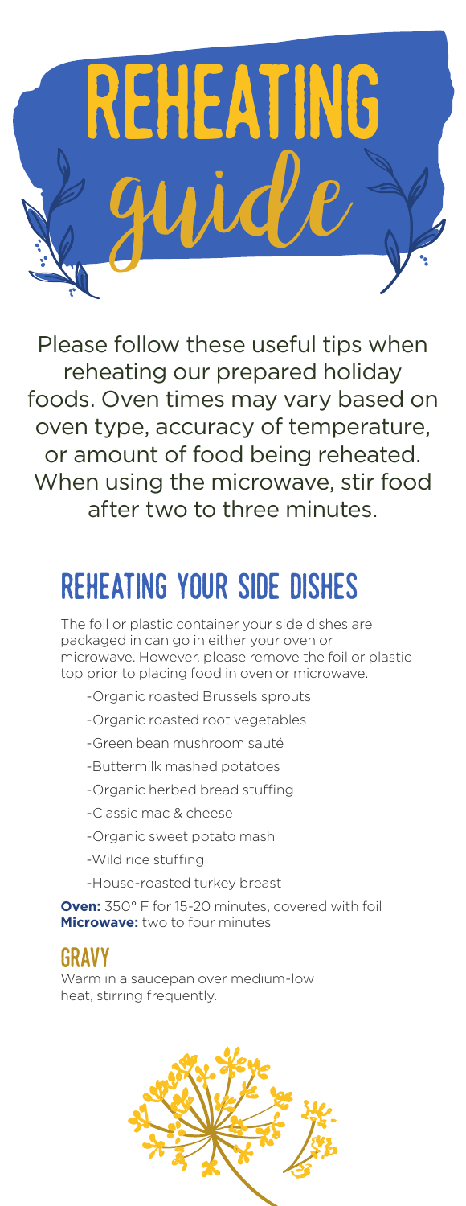# REHEATING guide

Please follow these useful tips when reheating our prepared holiday foods. Oven times may vary based on oven type, accuracy of temperature, or amount of food being reheated. When using the microwave, stir food after two to three minutes.

## REHEATING YOUR SIDE DISHES

The foil or plastic container your side dishes are packaged in can go in either your oven or microwave. However, please remove the foil or plastic top prior to placing food in oven or microwave.

- Organic roasted Brussels sprouts
- Organic roasted root vegetables
- Green bean mushroom sauté
- Buttermilk mashed potatoes
- Organic herbed bread stuffing
- Classic mac & cheese
- Organic sweet potato mash
- Wild rice stuffing
- House-roasted turkey breast

**Oven:** 350° F for 15-20 minutes, covered with foil
**Microwave:** two to four minutes

### GRAVY

Warm in a saucepan over medium-low heat, stirring frequently.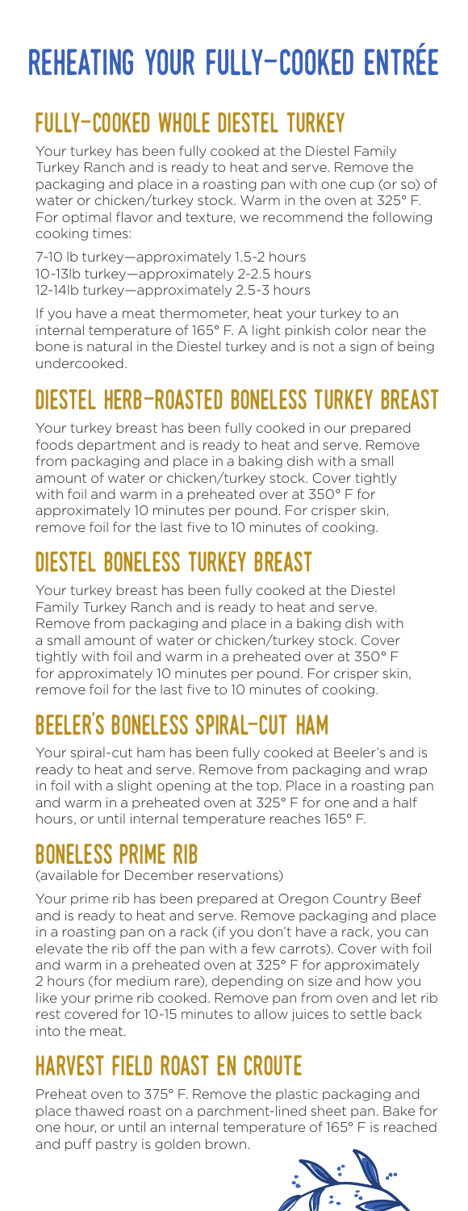# REHEATING YOUR FULLY-COOKED ENTRÉE

## FULLY-COOKED WHOLE DIESTEL TURKEY

Your turkey has been fully cooked at the Diestel Family Turkey Ranch and is ready to heat and serve. Remove the packaging and place in a roasting pan with one cup (or so) of water or chicken/turkey stock. Warm in the oven at 325° F. For optimal flavor and texture, we recommend the following cooking times:

7-10 lb turkey—approximately 1.5-2 hours
10-13lb turkey—approximately 2-2.5 hours
12-14lb turkey—approximately 2.5-3 hours

If you have a meat thermometer, heat your turkey to an internal temperature of 165° F. A light pinkish color near the bone is natural in the Diestel turkey and is not a sign of being undercooked.

## DIESTEL HERB-ROASTED BONELESS TURKEY BREAST

Your turkey breast has been fully cooked in our prepared foods department and is ready to heat and serve. Remove from packaging and place in a baking dish with a small amount of water or chicken/turkey stock. Cover tightly with foil and warm in a preheated over at 350° F for approximately 10 minutes per pound. For crisper skin, remove foil for the last five to 10 minutes of cooking.

## DIESTEL BONELESS TURKEY BREAST

Your turkey breast has been fully cooked at the Diestel Family Turkey Ranch and is ready to heat and serve. Remove from packaging and place in a baking dish with a small amount of water or chicken/turkey stock. Cover tightly with foil and warm in a preheated over at 350° F for approximately 10 minutes per pound. For crisper skin, remove foil for the last five to 10 minutes of cooking.

## BEELER'S BONELESS SPIRAL-CUT HAM

Your spiral-cut ham has been fully cooked at Beeler's and is ready to heat and serve. Remove from packaging and wrap in foil with a slight opening at the top. Place in a roasting pan and warm in a preheated oven at 325° F for one and a half hours, or until internal temperature reaches 165° F.

## BONELESS PRIME RIB

(available for December reservations)

Your prime rib has been prepared at Oregon Country Beef and is ready to heat and serve. Remove packaging and place in a roasting pan on a rack (if you don't have a rack, you can elevate the rib off the pan with a few carrots). Cover with foil and warm in a preheated oven at 325° F for approximately 2 hours (for medium rare), depending on size and how you like your prime rib cooked. Remove pan from oven and let rib rest covered for 10-15 minutes to allow juices to settle back into the meat.

## HARVEST FIELD ROAST EN CROUTE

Preheat oven to 375° F. Remove the plastic packaging and place thawed roast on a parchment-lined sheet pan. Bake for one hour, or until an internal temperature of 165° F is reached and puff pastry is golden brown.